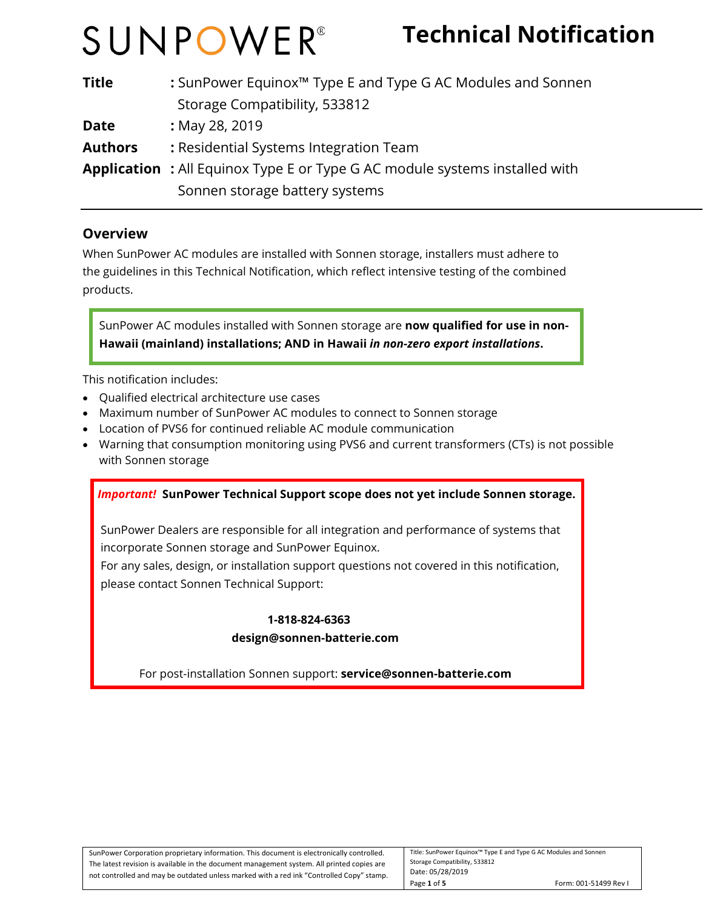# SUNPOWER® Technical Notification

**Title** : SunPower Equinox™ Type E and Type G AC Modules and Sonnen Storage Compatibility, 533812

**Date** : May 28, 2019

**Authors** : Residential Systems Integration Team

**Application** : All Equinox Type E or Type G AC module systems installed with Sonnen storage battery systems

---

## Overview

When SunPower AC modules are installed with Sonnen storage, installers must adhere to the guidelines in this Technical Notification, which reflect intensive testing of the combined products.

> SunPower AC modules installed with Sonnen storage are **now qualified for use in non-Hawaii (mainland) installations; AND in Hawaii *in non-zero export installations*.**

This notification includes:

- Qualified electrical architecture use cases
- Maximum number of SunPower AC modules to connect to Sonnen storage
- Location of PVS6 for continued reliable AC module communication
- Warning that consumption monitoring using PVS6 and current transformers (CTs) is not possible with Sonnen storage

> ***Important!*** **SunPower Technical Support scope does not yet include Sonnen storage.**
>
> SunPower Dealers are responsible for all integration and performance of systems that incorporate Sonnen storage and SunPower Equinox.
> For any sales, design, or installation support questions not covered in this notification, please contact Sonnen Technical Support:
>
> **1-818-824-6363**
> **design@sonnen-batterie.com**
>
> For post-installation Sonnen support: **service@sonnen-batterie.com**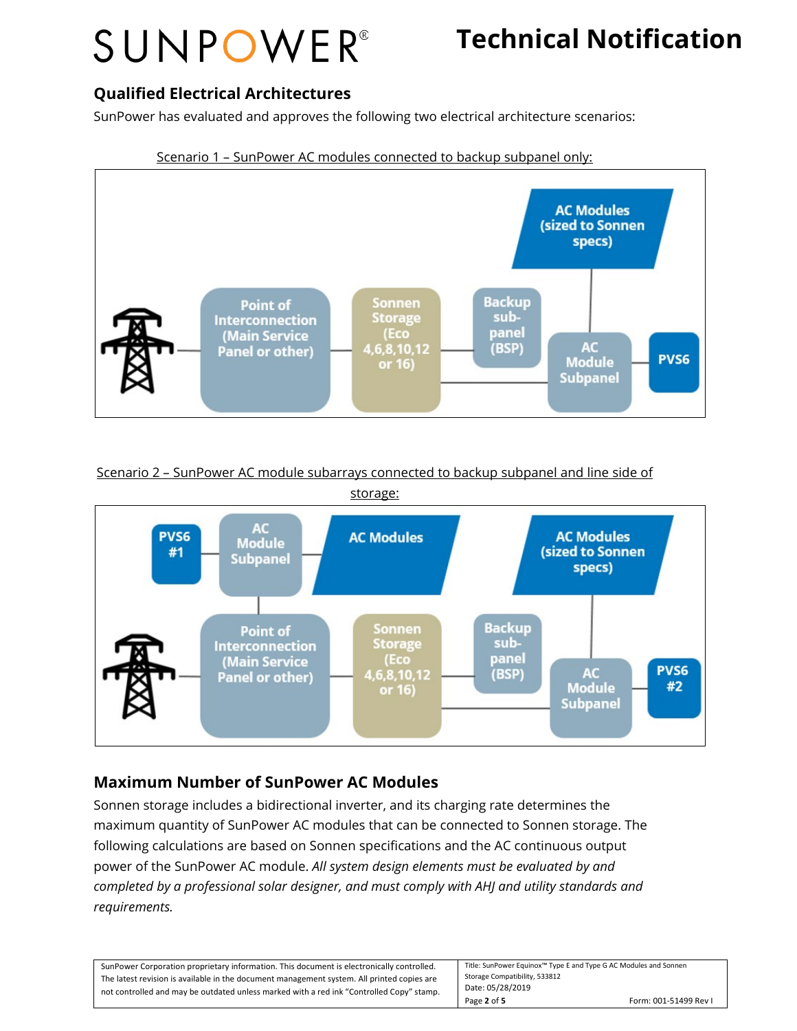## Qualified Electrical Architectures

SunPower has evaluated and approves the following two electrical architecture scenarios:

Scenario 1 – SunPower AC modules connected to backup subpanel only:

AC Modules (sized to Sonnen specs)

Point of Interconnection (Main Service Panel or other)

Sonnen Storage (Eco 4,6,8,10,12 or 16)

Backup sub-panel (BSP)

AC Module Subpanel

PVS6

Scenario 2 – SunPower AC module subarrays connected to backup subpanel and line side of storage:

PVS6 #1

AC Module Subpanel

AC Modules

AC Modules (sized to Sonnen specs)

Point of Interconnection (Main Service Panel or other)

Sonnen Storage (Eco 4,6,8,10,12 or 16)

Backup sub-panel (BSP)

AC Module Subpanel

PVS6 #2

## Maximum Number of SunPower AC Modules

Sonnen storage includes a bidirectional inverter, and its charging rate determines the maximum quantity of SunPower AC modules that can be connected to Sonnen storage. The following calculations are based on Sonnen specifications and the AC continuous output power of the SunPower AC module. *All system design elements must be evaluated by and completed by a professional solar designer, and must comply with AHJ and utility standards and requirements.*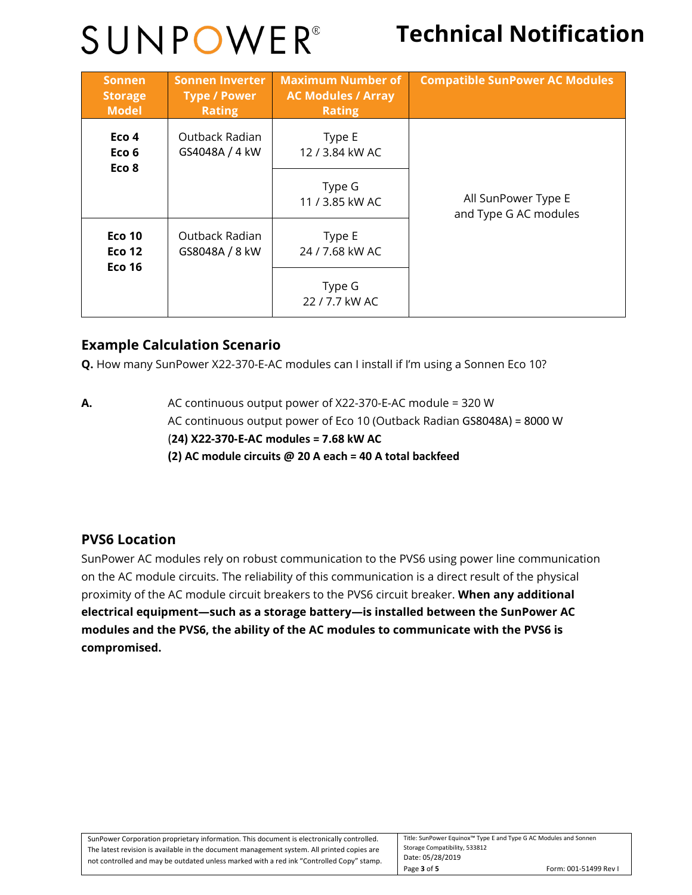| Sonnen Storage Model | Sonnen Inverter Type / Power Rating | Maximum Number of AC Modules / Array Rating | Compatible SunPower AC Modules |
| --- | --- | --- | --- |
| **Eco 4**<br>**Eco 6**<br>**Eco 8** | Outback Radian GS4048A / 4 kW | Type E<br>12 / 3.84 kW AC | All SunPower Type E and Type G AC modules |
| | | Type G<br>11 / 3.85 kW AC | |
| **Eco 10**<br>**Eco 12**<br>**Eco 16** | Outback Radian GS8048A / 8 kW | Type E<br>24 / 7.68 kW AC | |
| | | Type G<br>22 / 7.7 kW AC | |

## Example Calculation Scenario

**Q.** How many SunPower X22-370-E-AC modules can I install if I'm using a Sonnen Eco 10?

**A.**

AC continuous output power of X22-370-E-AC module = 320 W

AC continuous output power of Eco 10 (Outback Radian GS8048A) = 8000 W

**(24) X22-370-E-AC modules = 7.68 kW AC**

**(2) AC module circuits @ 20 A each = 40 A total backfeed**

## PVS6 Location

SunPower AC modules rely on robust communication to the PVS6 using power line communication on the AC module circuits. The reliability of this communication is a direct result of the physical proximity of the AC module circuit breakers to the PVS6 circuit breaker. **When any additional electrical equipment—such as a storage battery—is installed between the SunPower AC modules and the PVS6, the ability of the AC modules to communicate with the PVS6 is compromised.**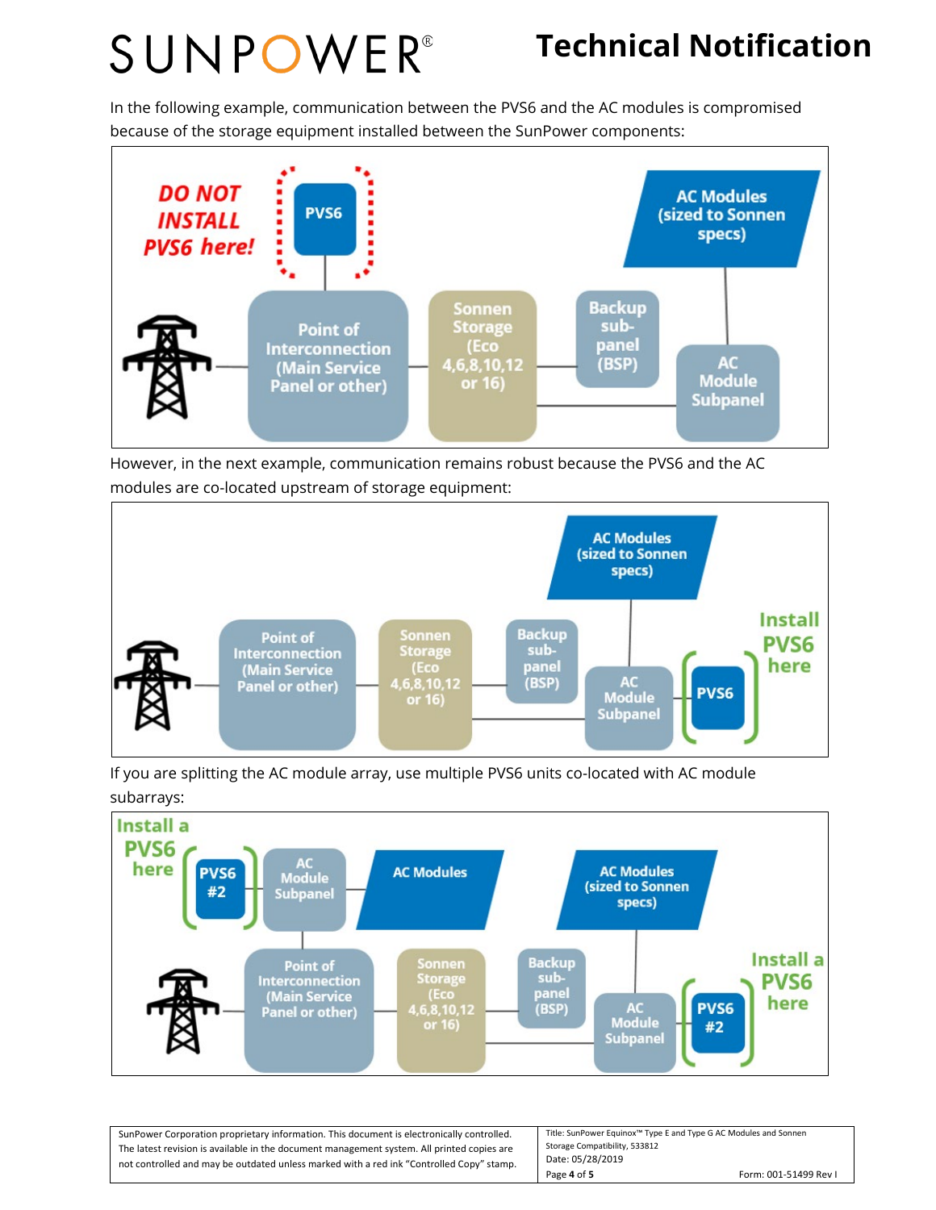In the following example, communication between the PVS6 and the AC modules is compromised because of the storage equipment installed between the SunPower components:

DO NOT INSTALL PVS6 here!

PVS6

AC Modules (sized to Sonnen specs)

Point of Interconnection (Main Service Panel or other)

Sonnen Storage (Eco 4,6,8,10,12 or 16)

Backup sub-panel (BSP)

AC Module Subpanel

However, in the next example, communication remains robust because the PVS6 and the AC modules are co-located upstream of storage equipment:

AC Modules (sized to Sonnen specs)

Install PVS6 here

Point of Interconnection (Main Service Panel or other)

Sonnen Storage (Eco 4,6,8,10,12 or 16)

Backup sub-panel (BSP)

AC Module Subpanel

PVS6

If you are splitting the AC module array, use multiple PVS6 units co-located with AC module subarrays:

Install a PVS6 here

PVS6 #2

AC Module Subpanel

AC Modules

AC Modules (sized to Sonnen specs)

Point of Interconnection (Main Service Panel or other)

Sonnen Storage (Eco 4,6,8,10,12 or 16)

Backup sub-panel (BSP)

AC Module Subpanel

PVS6 #2

Install a PVS6 here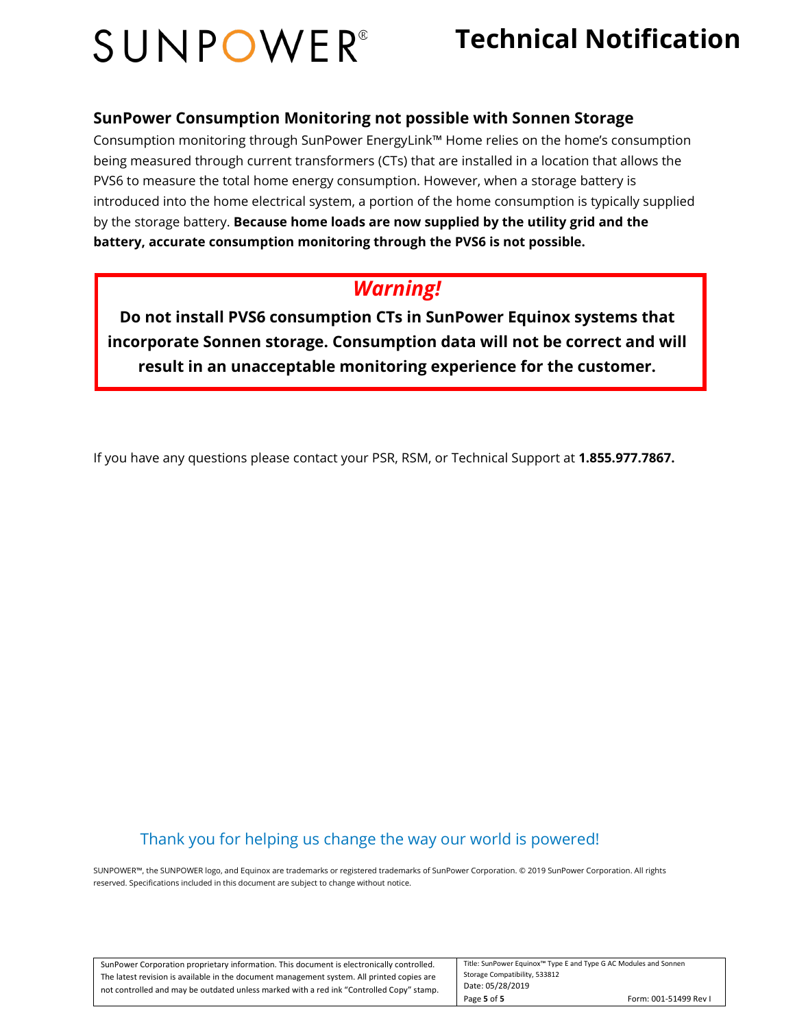## SunPower Consumption Monitoring not possible with Sonnen Storage

Consumption monitoring through SunPower EnergyLink™ Home relies on the home's consumption being measured through current transformers (CTs) that are installed in a location that allows the PVS6 to measure the total home energy consumption. However, when a storage battery is introduced into the home electrical system, a portion of the home consumption is typically supplied by the storage battery. **Because home loads are now supplied by the utility grid and the battery, accurate consumption monitoring through the PVS6 is not possible.**

> ***Warning!***
>
> **Do not install PVS6 consumption CTs in SunPower Equinox systems that incorporate Sonnen storage. Consumption data will not be correct and will result in an unacceptable monitoring experience for the customer.**

If you have any questions please contact your PSR, RSM, or Technical Support at **1.855.977.7867.**

Thank you for helping us change the way our world is powered!

SUNPOWER™, the SUNPOWER logo, and Equinox are trademarks or registered trademarks of SunPower Corporation. © 2019 SunPower Corporation. All rights reserved. Specifications included in this document are subject to change without notice.